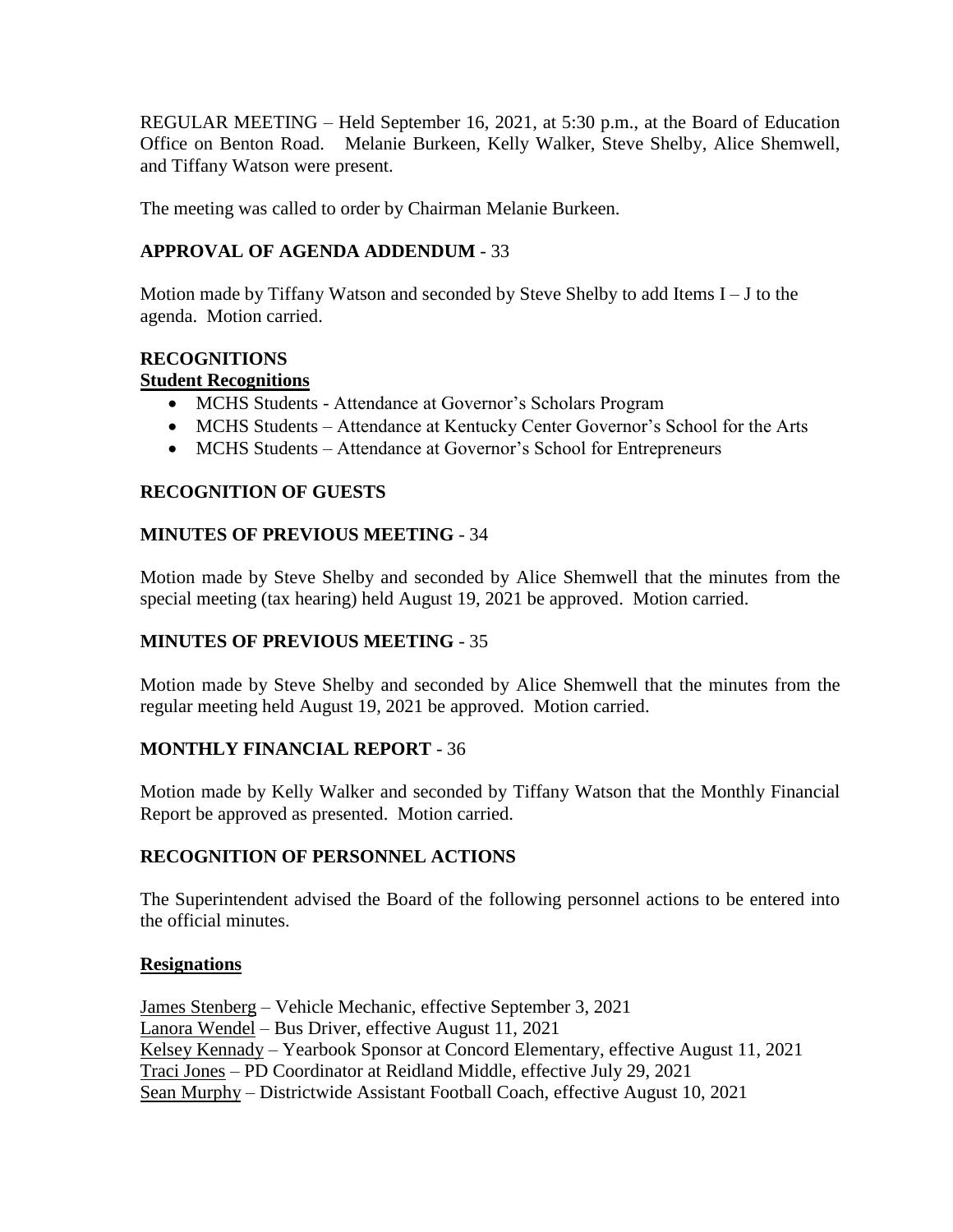REGULAR MEETING – Held September 16, 2021, at 5:30 p.m., at the Board of Education Office on Benton Road. Melanie Burkeen, Kelly Walker, Steve Shelby, Alice Shemwell, and Tiffany Watson were present.

The meeting was called to order by Chairman Melanie Burkeen.

## APPROVAL OF AGENDA ADDENDUM - 33

Motion made by Tiffany Watson and seconded by Steve Shelby to add Items I – J to the agenda. Motion carried.

## RECOGNITIONS

**Student Recognitions**

- MCHS Students - Attendance at Governor's Scholars Program
- MCHS Students – Attendance at Kentucky Center Governor's School for the Arts
- MCHS Students – Attendance at Governor's School for Entrepreneurs

## RECOGNITION OF GUESTS

## MINUTES OF PREVIOUS MEETING - 34

Motion made by Steve Shelby and seconded by Alice Shemwell that the minutes from the special meeting (tax hearing) held August 19, 2021 be approved. Motion carried.

## MINUTES OF PREVIOUS MEETING - 35

Motion made by Steve Shelby and seconded by Alice Shemwell that the minutes from the regular meeting held August 19, 2021 be approved. Motion carried.

## MONTHLY FINANCIAL REPORT - 36

Motion made by Kelly Walker and seconded by Tiffany Watson that the Monthly Financial Report be approved as presented. Motion carried.

## RECOGNITION OF PERSONNEL ACTIONS

The Superintendent advised the Board of the following personnel actions to be entered into the official minutes.

**Resignations**

James Stenberg – Vehicle Mechanic, effective September 3, 2021
Lanora Wendel – Bus Driver, effective August 11, 2021
Kelsey Kennady – Yearbook Sponsor at Concord Elementary, effective August 11, 2021
Traci Jones – PD Coordinator at Reidland Middle, effective July 29, 2021
Sean Murphy – Districtwide Assistant Football Coach, effective August 10, 2021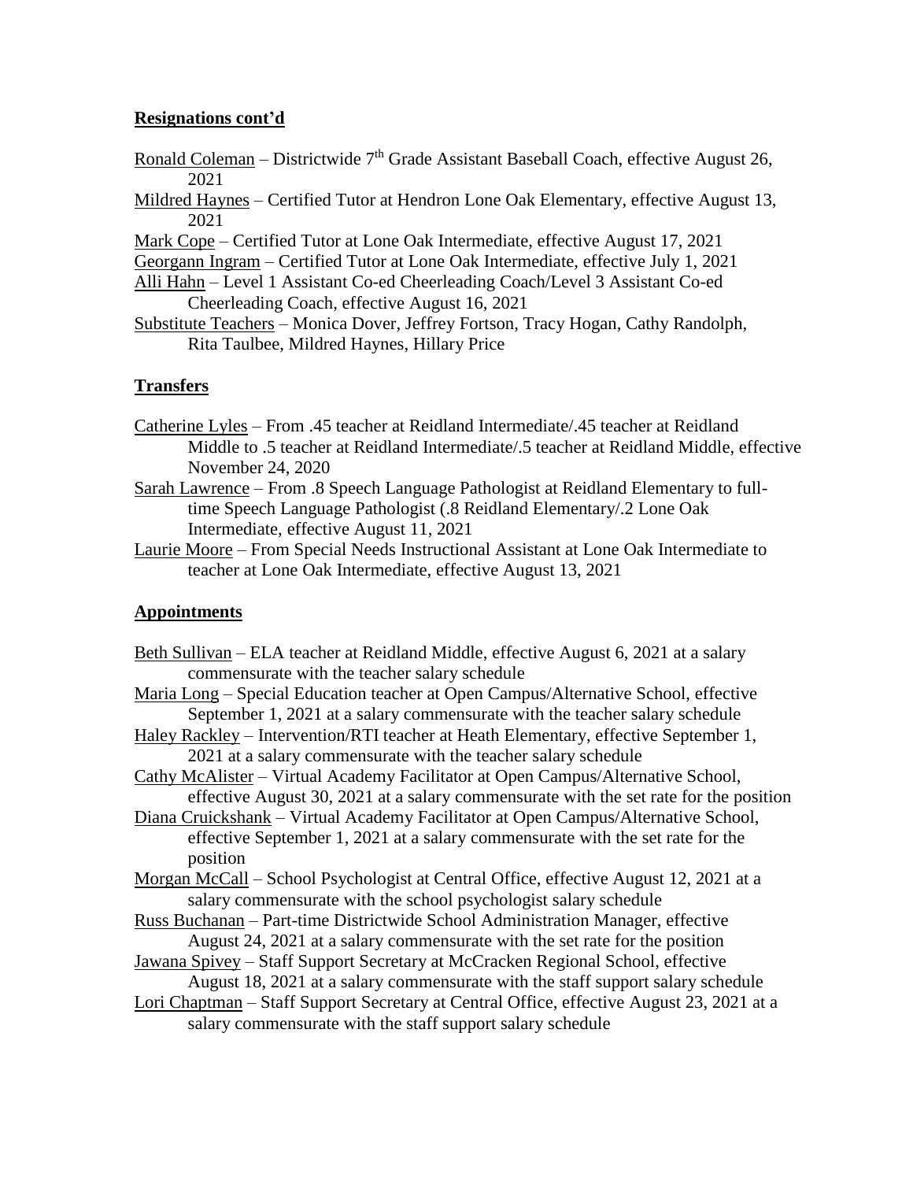## Resignations cont'd

Ronald Coleman – Districtwide 7th Grade Assistant Baseball Coach, effective August 26, 2021

Mildred Haynes – Certified Tutor at Hendron Lone Oak Elementary, effective August 13, 2021

Mark Cope – Certified Tutor at Lone Oak Intermediate, effective August 17, 2021

Georgann Ingram – Certified Tutor at Lone Oak Intermediate, effective July 1, 2021

Alli Hahn – Level 1 Assistant Co-ed Cheerleading Coach/Level 3 Assistant Co-ed Cheerleading Coach, effective August 16, 2021

Substitute Teachers – Monica Dover, Jeffrey Fortson, Tracy Hogan, Cathy Randolph, Rita Taulbee, Mildred Haynes, Hillary Price

## Transfers

Catherine Lyles – From .45 teacher at Reidland Intermediate/.45 teacher at Reidland Middle to .5 teacher at Reidland Intermediate/.5 teacher at Reidland Middle, effective November 24, 2020

Sarah Lawrence – From .8 Speech Language Pathologist at Reidland Elementary to full-time Speech Language Pathologist (.8 Reidland Elementary/.2 Lone Oak Intermediate, effective August 11, 2021

Laurie Moore – From Special Needs Instructional Assistant at Lone Oak Intermediate to teacher at Lone Oak Intermediate, effective August 13, 2021

## Appointments

Beth Sullivan – ELA teacher at Reidland Middle, effective August 6, 2021 at a salary commensurate with the teacher salary schedule

Maria Long – Special Education teacher at Open Campus/Alternative School, effective September 1, 2021 at a salary commensurate with the teacher salary schedule

Haley Rackley – Intervention/RTI teacher at Heath Elementary, effective September 1, 2021 at a salary commensurate with the teacher salary schedule

Cathy McAlister – Virtual Academy Facilitator at Open Campus/Alternative School, effective August 30, 2021 at a salary commensurate with the set rate for the position

Diana Cruickshank – Virtual Academy Facilitator at Open Campus/Alternative School, effective September 1, 2021 at a salary commensurate with the set rate for the position

Morgan McCall – School Psychologist at Central Office, effective August 12, 2021 at a salary commensurate with the school psychologist salary schedule

Russ Buchanan – Part-time Districtwide School Administration Manager, effective August 24, 2021 at a salary commensurate with the set rate for the position

Jawana Spivey – Staff Support Secretary at McCracken Regional School, effective August 18, 2021 at a salary commensurate with the staff support salary schedule

Lori Chaptman – Staff Support Secretary at Central Office, effective August 23, 2021 at a salary commensurate with the staff support salary schedule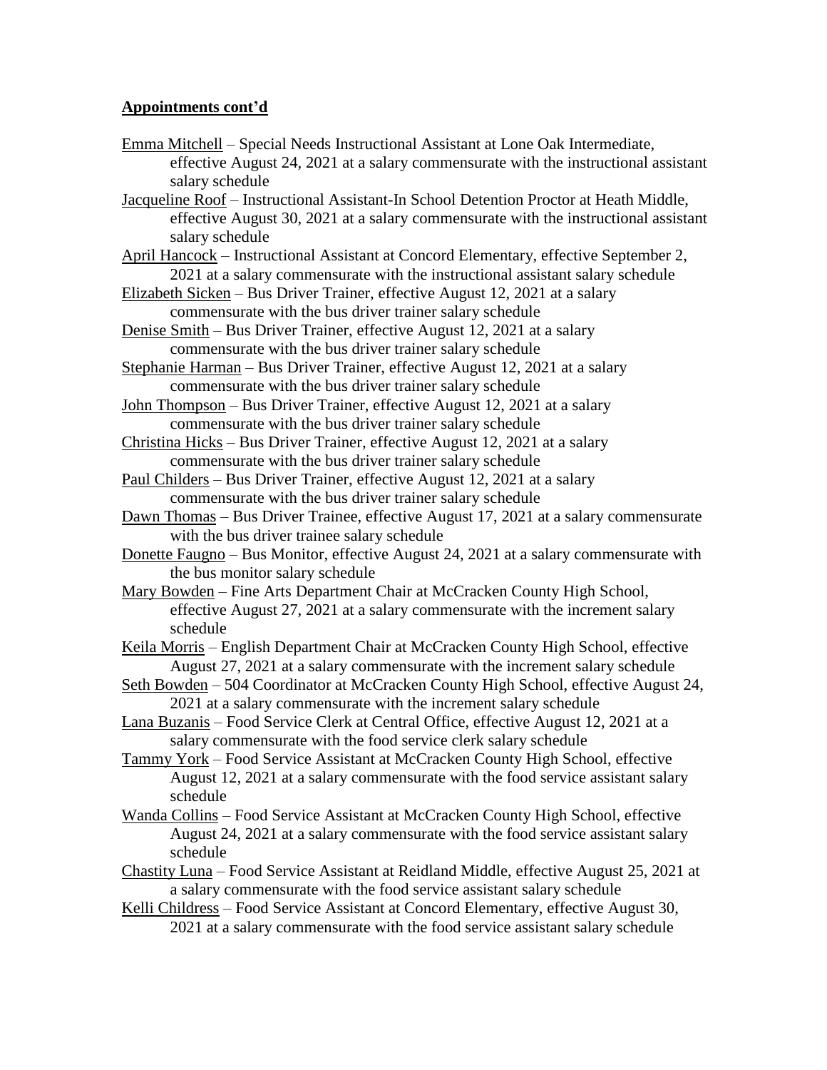**Appointments cont'd**

<u>Emma Mitchell</u> – Special Needs Instructional Assistant at Lone Oak Intermediate, effective August 24, 2021 at a salary commensurate with the instructional assistant salary schedule

<u>Jacqueline Roof</u> – Instructional Assistant-In School Detention Proctor at Heath Middle, effective August 30, 2021 at a salary commensurate with the instructional assistant salary schedule

<u>April Hancock</u> – Instructional Assistant at Concord Elementary, effective September 2, 2021 at a salary commensurate with the instructional assistant salary schedule

<u>Elizabeth Sicken</u> – Bus Driver Trainer, effective August 12, 2021 at a salary commensurate with the bus driver trainer salary schedule

<u>Denise Smith</u> – Bus Driver Trainer, effective August 12, 2021 at a salary commensurate with the bus driver trainer salary schedule

<u>Stephanie Harman</u> – Bus Driver Trainer, effective August 12, 2021 at a salary commensurate with the bus driver trainer salary schedule

<u>John Thompson</u> – Bus Driver Trainer, effective August 12, 2021 at a salary commensurate with the bus driver trainer salary schedule

<u>Christina Hicks</u> – Bus Driver Trainer, effective August 12, 2021 at a salary commensurate with the bus driver trainer salary schedule

<u>Paul Childers</u> – Bus Driver Trainer, effective August 12, 2021 at a salary commensurate with the bus driver trainer salary schedule

<u>Dawn Thomas</u> – Bus Driver Trainee, effective August 17, 2021 at a salary commensurate with the bus driver trainee salary schedule

<u>Donette Faugno</u> – Bus Monitor, effective August 24, 2021 at a salary commensurate with the bus monitor salary schedule

<u>Mary Bowden</u> – Fine Arts Department Chair at McCracken County High School, effective August 27, 2021 at a salary commensurate with the increment salary schedule

<u>Keila Morris</u> – English Department Chair at McCracken County High School, effective August 27, 2021 at a salary commensurate with the increment salary schedule

<u>Seth Bowden</u> – 504 Coordinator at McCracken County High School, effective August 24, 2021 at a salary commensurate with the increment salary schedule

<u>Lana Buzanis</u> – Food Service Clerk at Central Office, effective August 12, 2021 at a salary commensurate with the food service clerk salary schedule

<u>Tammy York</u> – Food Service Assistant at McCracken County High School, effective August 12, 2021 at a salary commensurate with the food service assistant salary schedule

<u>Wanda Collins</u> – Food Service Assistant at McCracken County High School, effective August 24, 2021 at a salary commensurate with the food service assistant salary schedule

<u>Chastity Luna</u> – Food Service Assistant at Reidland Middle, effective August 25, 2021 at a salary commensurate with the food service assistant salary schedule

<u>Kelli Childress</u> – Food Service Assistant at Concord Elementary, effective August 30, 2021 at a salary commensurate with the food service assistant salary schedule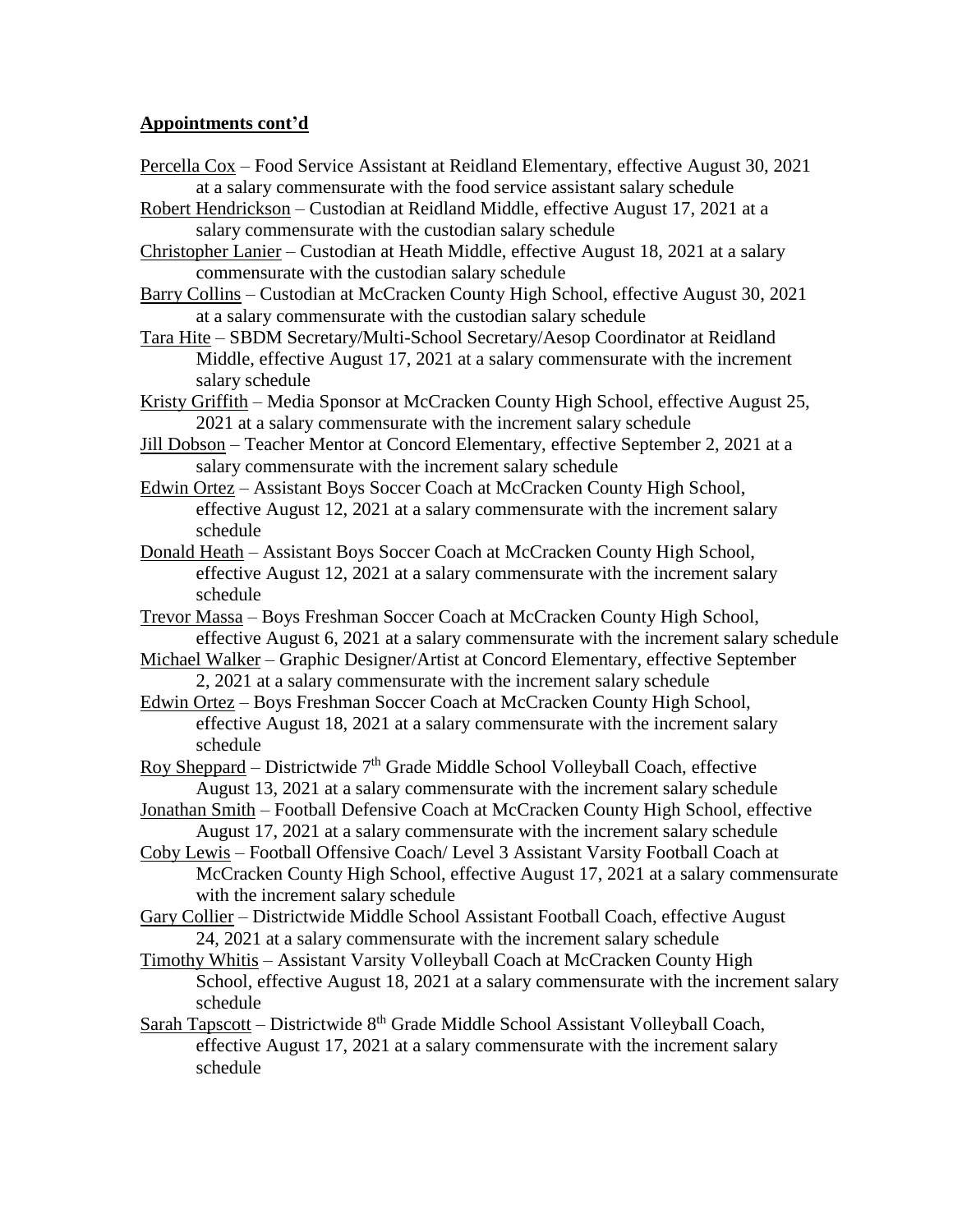## Appointments cont'd

Percella Cox – Food Service Assistant at Reidland Elementary, effective August 30, 2021 at a salary commensurate with the food service assistant salary schedule

Robert Hendrickson – Custodian at Reidland Middle, effective August 17, 2021 at a salary commensurate with the custodian salary schedule

Christopher Lanier – Custodian at Heath Middle, effective August 18, 2021 at a salary commensurate with the custodian salary schedule

Barry Collins – Custodian at McCracken County High School, effective August 30, 2021 at a salary commensurate with the custodian salary schedule

Tara Hite – SBDM Secretary/Multi-School Secretary/Aesop Coordinator at Reidland Middle, effective August 17, 2021 at a salary commensurate with the increment salary schedule

Kristy Griffith – Media Sponsor at McCracken County High School, effective August 25, 2021 at a salary commensurate with the increment salary schedule

Jill Dobson – Teacher Mentor at Concord Elementary, effective September 2, 2021 at a salary commensurate with the increment salary schedule

Edwin Ortez – Assistant Boys Soccer Coach at McCracken County High School, effective August 12, 2021 at a salary commensurate with the increment salary schedule

Donald Heath – Assistant Boys Soccer Coach at McCracken County High School, effective August 12, 2021 at a salary commensurate with the increment salary schedule

Trevor Massa – Boys Freshman Soccer Coach at McCracken County High School, effective August 6, 2021 at a salary commensurate with the increment salary schedule

Michael Walker – Graphic Designer/Artist at Concord Elementary, effective September 2, 2021 at a salary commensurate with the increment salary schedule

Edwin Ortez – Boys Freshman Soccer Coach at McCracken County High School, effective August 18, 2021 at a salary commensurate with the increment salary schedule

Roy Sheppard – Districtwide 7th Grade Middle School Volleyball Coach, effective August 13, 2021 at a salary commensurate with the increment salary schedule

Jonathan Smith – Football Defensive Coach at McCracken County High School, effective August 17, 2021 at a salary commensurate with the increment salary schedule

Coby Lewis – Football Offensive Coach/ Level 3 Assistant Varsity Football Coach at McCracken County High School, effective August 17, 2021 at a salary commensurate with the increment salary schedule

Gary Collier – Districtwide Middle School Assistant Football Coach, effective August 24, 2021 at a salary commensurate with the increment salary schedule

Timothy Whitis – Assistant Varsity Volleyball Coach at McCracken County High School, effective August 18, 2021 at a salary commensurate with the increment salary schedule

Sarah Tapscott – Districtwide 8th Grade Middle School Assistant Volleyball Coach, effective August 17, 2021 at a salary commensurate with the increment salary schedule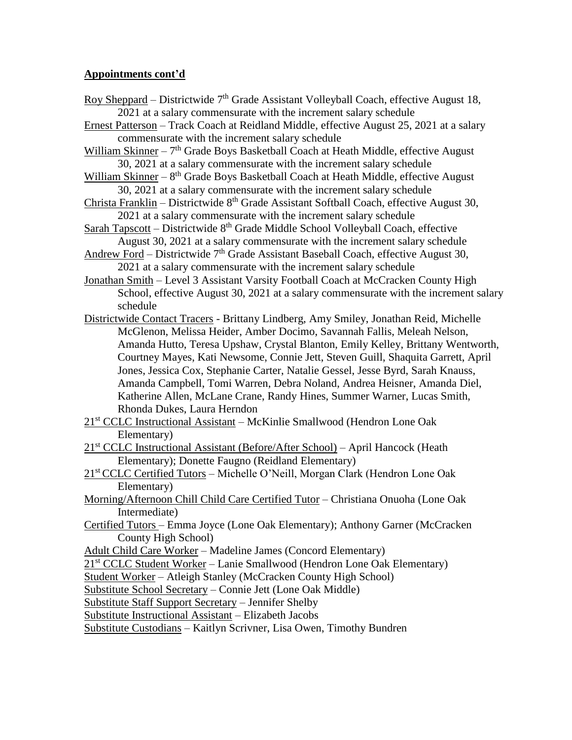**Appointments cont'd**

Roy Sheppard – Districtwide 7th Grade Assistant Volleyball Coach, effective August 18, 2021 at a salary commensurate with the increment salary schedule

Ernest Patterson – Track Coach at Reidland Middle, effective August 25, 2021 at a salary commensurate with the increment salary schedule

William Skinner – 7th Grade Boys Basketball Coach at Heath Middle, effective August 30, 2021 at a salary commensurate with the increment salary schedule

William Skinner – 8th Grade Boys Basketball Coach at Heath Middle, effective August 30, 2021 at a salary commensurate with the increment salary schedule

Christa Franklin – Districtwide 8th Grade Assistant Softball Coach, effective August 30, 2021 at a salary commensurate with the increment salary schedule

Sarah Tapscott – Districtwide 8th Grade Middle School Volleyball Coach, effective August 30, 2021 at a salary commensurate with the increment salary schedule

Andrew Ford – Districtwide 7th Grade Assistant Baseball Coach, effective August 30, 2021 at a salary commensurate with the increment salary schedule

Jonathan Smith – Level 3 Assistant Varsity Football Coach at McCracken County High School, effective August 30, 2021 at a salary commensurate with the increment salary schedule

Districtwide Contact Tracers - Brittany Lindberg, Amy Smiley, Jonathan Reid, Michelle McGlenon, Melissa Heider, Amber Docimo, Savannah Fallis, Meleah Nelson, Amanda Hutto, Teresa Upshaw, Crystal Blanton, Emily Kelley, Brittany Wentworth, Courtney Mayes, Kati Newsome, Connie Jett, Steven Guill, Shaquita Garrett, April Jones, Jessica Cox, Stephanie Carter, Natalie Gessel, Jesse Byrd, Sarah Knauss, Amanda Campbell, Tomi Warren, Debra Noland, Andrea Heisner, Amanda Diel, Katherine Allen, McLane Crane, Randy Hines, Summer Warner, Lucas Smith, Rhonda Dukes, Laura Herndon

21st CCLC Instructional Assistant – McKinlie Smallwood (Hendron Lone Oak Elementary)

21st CCLC Instructional Assistant (Before/After School) – April Hancock (Heath Elementary); Donette Faugno (Reidland Elementary)

21st CCLC Certified Tutors – Michelle O'Neill, Morgan Clark (Hendron Lone Oak Elementary)

Morning/Afternoon Chill Child Care Certified Tutor – Christiana Onuoha (Lone Oak Intermediate)

Certified Tutors – Emma Joyce (Lone Oak Elementary); Anthony Garner (McCracken County High School)

Adult Child Care Worker – Madeline James (Concord Elementary)

21st CCLC Student Worker – Lanie Smallwood (Hendron Lone Oak Elementary)

Student Worker – Atleigh Stanley (McCracken County High School)

Substitute School Secretary – Connie Jett (Lone Oak Middle)

Substitute Staff Support Secretary – Jennifer Shelby

Substitute Instructional Assistant – Elizabeth Jacobs

Substitute Custodians – Kaitlyn Scrivner, Lisa Owen, Timothy Bundren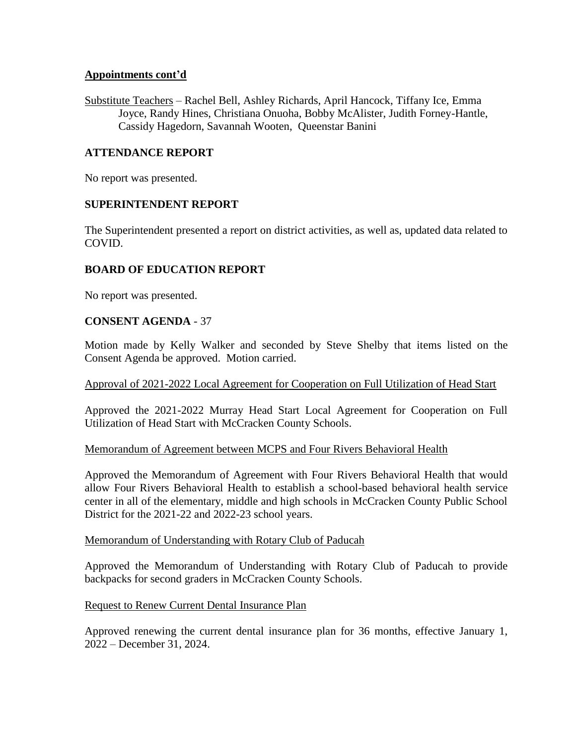**Appointments cont'd**

Substitute Teachers – Rachel Bell, Ashley Richards, April Hancock, Tiffany Ice, Emma Joyce, Randy Hines, Christiana Onuoha, Bobby McAlister, Judith Forney-Hantle, Cassidy Hagedorn, Savannah Wooten, Queenstar Banini

## ATTENDANCE REPORT

No report was presented.

## SUPERINTENDENT REPORT

The Superintendent presented a report on district activities, as well as, updated data related to COVID.

## BOARD OF EDUCATION REPORT

No report was presented.

## CONSENT AGENDA - 37

Motion made by Kelly Walker and seconded by Steve Shelby that items listed on the Consent Agenda be approved. Motion carried.

Approval of 2021-2022 Local Agreement for Cooperation on Full Utilization of Head Start

Approved the 2021-2022 Murray Head Start Local Agreement for Cooperation on Full Utilization of Head Start with McCracken County Schools.

Memorandum of Agreement between MCPS and Four Rivers Behavioral Health

Approved the Memorandum of Agreement with Four Rivers Behavioral Health that would allow Four Rivers Behavioral Health to establish a school-based behavioral health service center in all of the elementary, middle and high schools in McCracken County Public School District for the 2021-22 and 2022-23 school years.

Memorandum of Understanding with Rotary Club of Paducah

Approved the Memorandum of Understanding with Rotary Club of Paducah to provide backpacks for second graders in McCracken County Schools.

Request to Renew Current Dental Insurance Plan

Approved renewing the current dental insurance plan for 36 months, effective January 1, 2022 – December 31, 2024.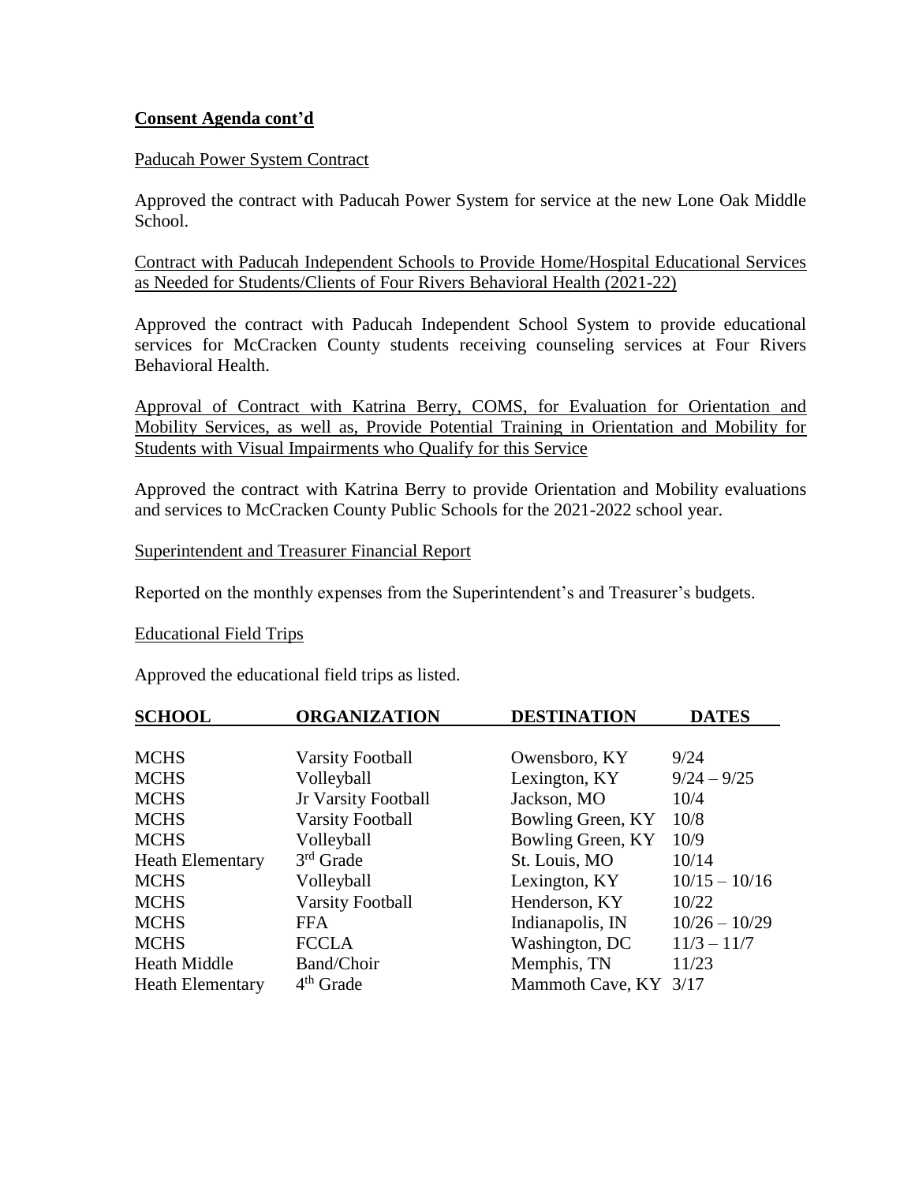**Consent Agenda cont'd**

Paducah Power System Contract

Approved the contract with Paducah Power System for service at the new Lone Oak Middle School.

Contract with Paducah Independent Schools to Provide Home/Hospital Educational Services as Needed for Students/Clients of Four Rivers Behavioral Health (2021-22)

Approved the contract with Paducah Independent School System to provide educational services for McCracken County students receiving counseling services at Four Rivers Behavioral Health.

Approval of Contract with Katrina Berry, COMS, for Evaluation for Orientation and Mobility Services, as well as, Provide Potential Training in Orientation and Mobility for Students with Visual Impairments who Qualify for this Service

Approved the contract with Katrina Berry to provide Orientation and Mobility evaluations and services to McCracken County Public Schools for the 2021-2022 school year.

Superintendent and Treasurer Financial Report

Reported on the monthly expenses from the Superintendent's and Treasurer's budgets.

Educational Field Trips

Approved the educational field trips as listed.

| SCHOOL | ORGANIZATION | DESTINATION | DATES |
|---|---|---|---|
| MCHS | Varsity Football | Owensboro, KY | 9/24 |
| MCHS | Volleyball | Lexington, KY | 9/24 – 9/25 |
| MCHS | Jr Varsity Football | Jackson, MO | 10/4 |
| MCHS | Varsity Football | Bowling Green, KY | 10/8 |
| MCHS | Volleyball | Bowling Green, KY | 10/9 |
| Heath Elementary | 3rd Grade | St. Louis, MO | 10/14 |
| MCHS | Volleyball | Lexington, KY | 10/15 – 10/16 |
| MCHS | Varsity Football | Henderson, KY | 10/22 |
| MCHS | FFA | Indianapolis, IN | 10/26 – 10/29 |
| MCHS | FCCLA | Washington, DC | 11/3 – 11/7 |
| Heath Middle | Band/Choir | Memphis, TN | 11/23 |
| Heath Elementary | 4th Grade | Mammoth Cave, KY | 3/17 |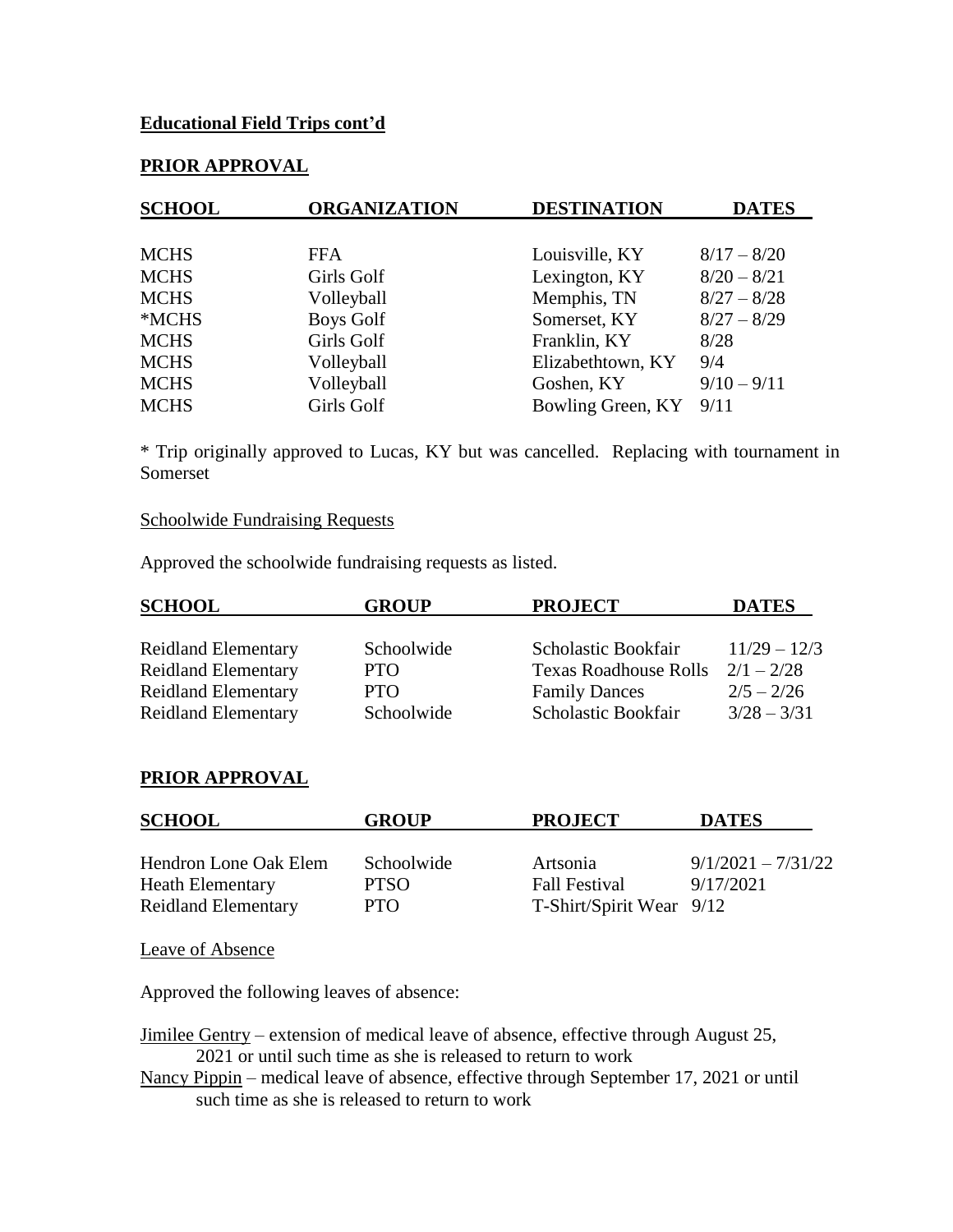**Educational Field Trips cont'd**

**PRIOR APPROVAL**

| SCHOOL | ORGANIZATION | DESTINATION | DATES |
|---|---|---|---|
| MCHS | FFA | Louisville, KY | 8/17 – 8/20 |
| MCHS | Girls Golf | Lexington, KY | 8/20 – 8/21 |
| MCHS | Volleyball | Memphis, TN | 8/27 – 8/28 |
| *MCHS | Boys Golf | Somerset, KY | 8/27 – 8/29 |
| MCHS | Girls Golf | Franklin, KY | 8/28 |
| MCHS | Volleyball | Elizabethtown, KY | 9/4 |
| MCHS | Volleyball | Goshen, KY | 9/10 – 9/11 |
| MCHS | Girls Golf | Bowling Green, KY | 9/11 |

* Trip originally approved to Lucas, KY but was cancelled. Replacing with tournament in Somerset

Schoolwide Fundraising Requests

Approved the schoolwide fundraising requests as listed.

| SCHOOL | GROUP | PROJECT | DATES |
|---|---|---|---|
| Reidland Elementary | Schoolwide | Scholastic Bookfair | 11/29 – 12/3 |
| Reidland Elementary | PTO | Texas Roadhouse Rolls | 2/1 – 2/28 |
| Reidland Elementary | PTO | Family Dances | 2/5 – 2/26 |
| Reidland Elementary | Schoolwide | Scholastic Bookfair | 3/28 – 3/31 |

**PRIOR APPROVAL**

| SCHOOL | GROUP | PROJECT | DATES |
|---|---|---|---|
| Hendron Lone Oak Elem | Schoolwide | Artsonia | 9/1/2021 – 7/31/22 |
| Heath Elementary | PTSO | Fall Festival | 9/17/2021 |
| Reidland Elementary | PTO | T-Shirt/Spirit Wear | 9/12 |

Leave of Absence

Approved the following leaves of absence:

Jimilee Gentry – extension of medical leave of absence, effective through August 25, 2021 or until such time as she is released to return to work

Nancy Pippin – medical leave of absence, effective through September 17, 2021 or until such time as she is released to return to work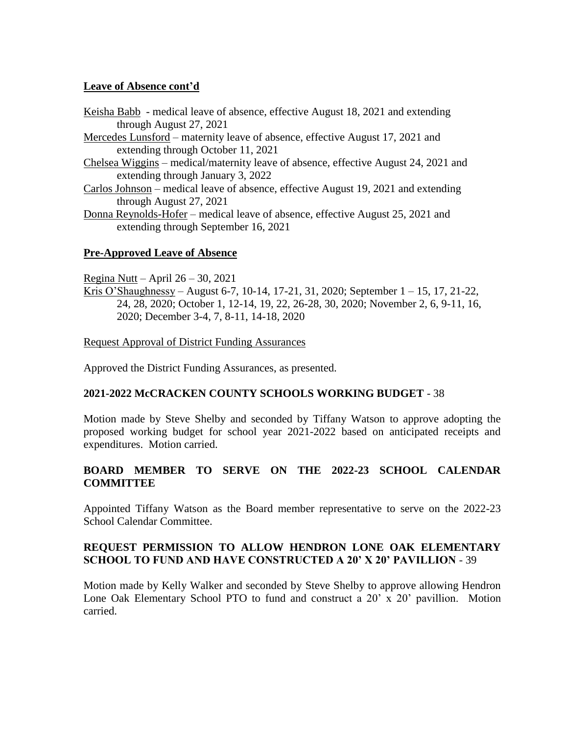**Leave of Absence cont'd**

Keisha Babb - medical leave of absence, effective August 18, 2021 and extending through August 27, 2021

Mercedes Lunsford – maternity leave of absence, effective August 17, 2021 and extending through October 11, 2021

Chelsea Wiggins – medical/maternity leave of absence, effective August 24, 2021 and extending through January 3, 2022

Carlos Johnson – medical leave of absence, effective August 19, 2021 and extending through August 27, 2021

Donna Reynolds-Hofer – medical leave of absence, effective August 25, 2021 and extending through September 16, 2021

**Pre-Approved Leave of Absence**

Regina Nutt – April 26 – 30, 2021

Kris O'Shaughnessy – August 6-7, 10-14, 17-21, 31, 2020; September 1 – 15, 17, 21-22, 24, 28, 2020; October 1, 12-14, 19, 22, 26-28, 30, 2020; November 2, 6, 9-11, 16, 2020; December 3-4, 7, 8-11, 14-18, 2020

Request Approval of District Funding Assurances

Approved the District Funding Assurances, as presented.

**2021-2022 McCRACKEN COUNTY SCHOOLS WORKING BUDGET** - 38

Motion made by Steve Shelby and seconded by Tiffany Watson to approve adopting the proposed working budget for school year 2021-2022 based on anticipated receipts and expenditures. Motion carried.

**BOARD MEMBER TO SERVE ON THE 2022-23 SCHOOL CALENDAR COMMITTEE**

Appointed Tiffany Watson as the Board member representative to serve on the 2022-23 School Calendar Committee.

**REQUEST PERMISSION TO ALLOW HENDRON LONE OAK ELEMENTARY SCHOOL TO FUND AND HAVE CONSTRUCTED A 20' X 20' PAVILLION** - 39

Motion made by Kelly Walker and seconded by Steve Shelby to approve allowing Hendron Lone Oak Elementary School PTO to fund and construct a 20' x 20' pavillion. Motion carried.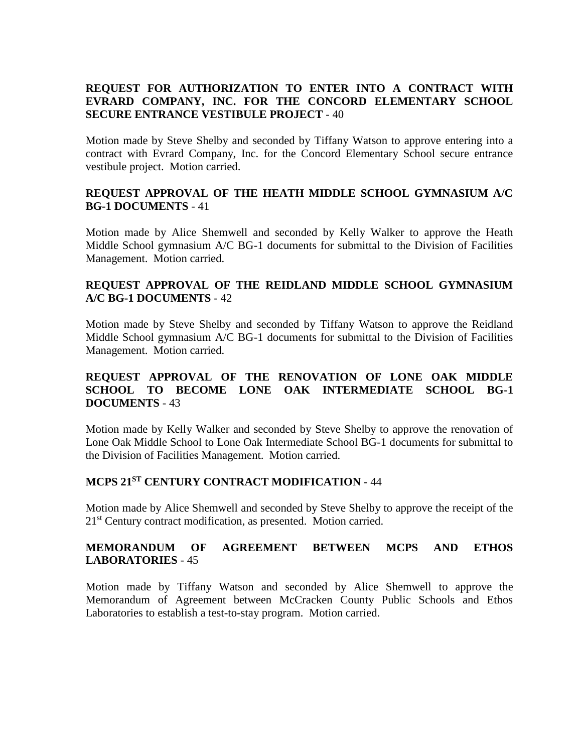**REQUEST FOR AUTHORIZATION TO ENTER INTO A CONTRACT WITH EVRARD COMPANY, INC. FOR THE CONCORD ELEMENTARY SCHOOL SECURE ENTRANCE VESTIBULE PROJECT** - 40

Motion made by Steve Shelby and seconded by Tiffany Watson to approve entering into a contract with Evrard Company, Inc. for the Concord Elementary School secure entrance vestibule project. Motion carried.

**REQUEST APPROVAL OF THE HEATH MIDDLE SCHOOL GYMNASIUM A/C BG-1 DOCUMENTS** - 41

Motion made by Alice Shemwell and seconded by Kelly Walker to approve the Heath Middle School gymnasium A/C BG-1 documents for submittal to the Division of Facilities Management. Motion carried.

**REQUEST APPROVAL OF THE REIDLAND MIDDLE SCHOOL GYMNASIUM A/C BG-1 DOCUMENTS** - 42

Motion made by Steve Shelby and seconded by Tiffany Watson to approve the Reidland Middle School gymnasium A/C BG-1 documents for submittal to the Division of Facilities Management. Motion carried.

**REQUEST APPROVAL OF THE RENOVATION OF LONE OAK MIDDLE SCHOOL TO BECOME LONE OAK INTERMEDIATE SCHOOL BG-1 DOCUMENTS** - 43

Motion made by Kelly Walker and seconded by Steve Shelby to approve the renovation of Lone Oak Middle School to Lone Oak Intermediate School BG-1 documents for submittal to the Division of Facilities Management. Motion carried.

**MCPS 21ST CENTURY CONTRACT MODIFICATION** - 44

Motion made by Alice Shemwell and seconded by Steve Shelby to approve the receipt of the 21st Century contract modification, as presented. Motion carried.

**MEMORANDUM OF AGREEMENT BETWEEN MCPS AND ETHOS LABORATORIES** - 45

Motion made by Tiffany Watson and seconded by Alice Shemwell to approve the Memorandum of Agreement between McCracken County Public Schools and Ethos Laboratories to establish a test-to-stay program. Motion carried.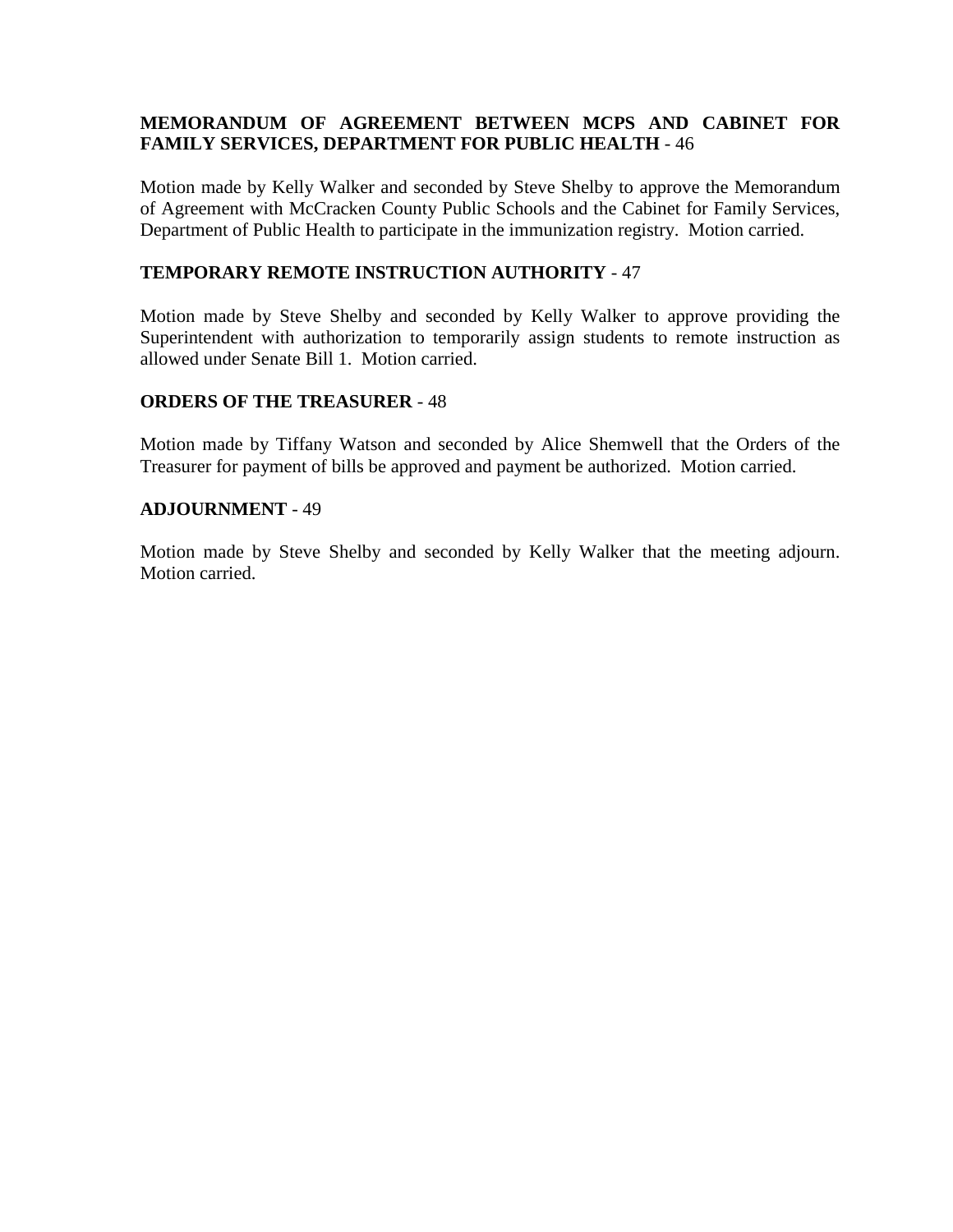**MEMORANDUM OF AGREEMENT BETWEEN MCPS AND CABINET FOR FAMILY SERVICES, DEPARTMENT FOR PUBLIC HEALTH** - 46

Motion made by Kelly Walker and seconded by Steve Shelby to approve the Memorandum of Agreement with McCracken County Public Schools and the Cabinet for Family Services, Department of Public Health to participate in the immunization registry. Motion carried.

**TEMPORARY REMOTE INSTRUCTION AUTHORITY** - 47

Motion made by Steve Shelby and seconded by Kelly Walker to approve providing the Superintendent with authorization to temporarily assign students to remote instruction as allowed under Senate Bill 1. Motion carried.

**ORDERS OF THE TREASURER** - 48

Motion made by Tiffany Watson and seconded by Alice Shemwell that the Orders of the Treasurer for payment of bills be approved and payment be authorized. Motion carried.

**ADJOURNMENT** - 49

Motion made by Steve Shelby and seconded by Kelly Walker that the meeting adjourn. Motion carried.